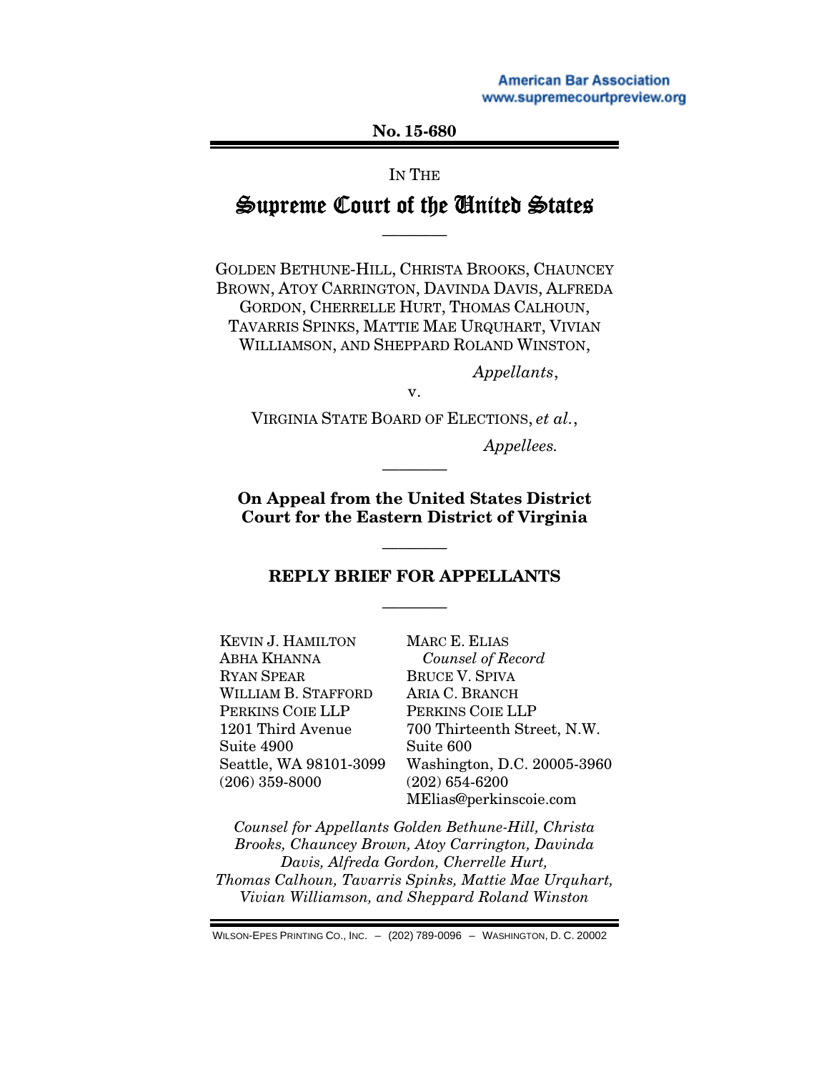American Bar Association
www.supremecourtpreview.org

**No. 15-680**

IN THE

# Supreme Court of the United States

————

GOLDEN BETHUNE-HILL, CHRISTA BROOKS, CHAUNCEY BROWN, ATOY CARRINGTON, DAVINDA DAVIS, ALFREDA GORDON, CHERRELLE HURT, THOMAS CALHOUN, TAVARRIS SPINKS, MATTIE MAE URQUHART, VIVIAN WILLIAMSON, AND SHEPPARD ROLAND WINSTON,

*Appellants*,

v.

VIRGINIA STATE BOARD OF ELECTIONS, *et al.*,

*Appellees.*

————

**On Appeal from the United States District Court for the Eastern District of Virginia**

————

## REPLY BRIEF FOR APPELLANTS

————

KEVIN J. HAMILTON
ABHA KHANNA
RYAN SPEAR
WILLIAM B. STAFFORD
PERKINS COIE LLP
1201 Third Avenue
Suite 4900
Seattle, WA 98101-3099
(206) 359-8000

MARC E. ELIAS
*Counsel of Record*
BRUCE V. SPIVA
ARIA C. BRANCH
PERKINS COIE LLP
700 Thirteenth Street, N.W.
Suite 600
Washington, D.C. 20005-3960
(202) 654-6200
MElias@perkinscoie.com

*Counsel for Appellants Golden Bethune-Hill, Christa Brooks, Chauncey Brown, Atoy Carrington, Davinda Davis, Alfreda Gordon, Cherrelle Hurt, Thomas Calhoun, Tavarris Spinks, Mattie Mae Urquhart, Vivian Williamson, and Sheppard Roland Winston*

WILSON-EPES PRINTING CO., INC. – (202) 789-0096 – WASHINGTON, D. C. 20002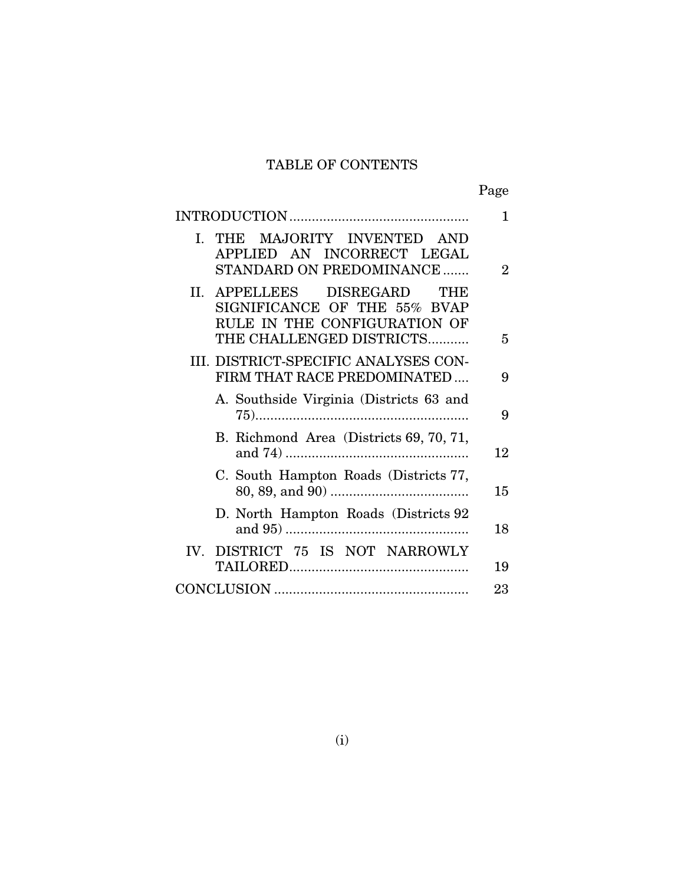# TABLE OF CONTENTS

| | Page |
|---|---|
| INTRODUCTION | 1 |
| I. THE MAJORITY INVENTED AND APPLIED AN INCORRECT LEGAL STANDARD ON PREDOMINANCE | 2 |
| II. APPELLEES DISREGARD THE SIGNIFICANCE OF THE 55% BVAP RULE IN THE CONFIGURATION OF THE CHALLENGED DISTRICTS | 5 |
| III. DISTRICT-SPECIFIC ANALYSES CONFIRM THAT RACE PREDOMINATED | 9 |
| A. Southside Virginia (Districts 63 and 75) | 9 |
| B. Richmond Area (Districts 69, 70, 71, and 74) | 12 |
| C. South Hampton Roads (Districts 77, 80, 89, and 90) | 15 |
| D. North Hampton Roads (Districts 92 and 95) | 18 |
| IV. DISTRICT 75 IS NOT NARROWLY TAILORED | 19 |
| CONCLUSION | 23 |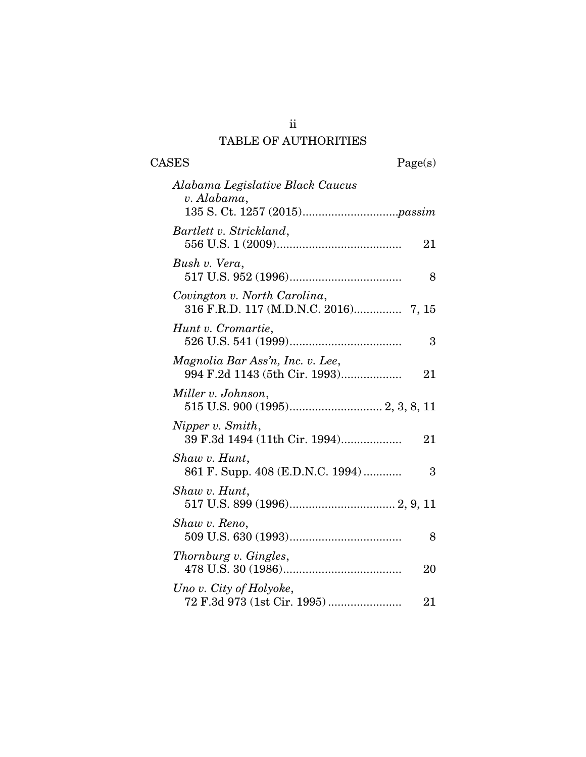# TABLE OF AUTHORITIES

| CASES | Page(s) |
|---|---|
| *Alabama Legislative Black Caucus v. Alabama*, 135 S. Ct. 1257 (2015) | *passim* |
| *Bartlett v. Strickland*, 556 U.S. 1 (2009) | 21 |
| *Bush v. Vera*, 517 U.S. 952 (1996) | 8 |
| *Covington v. North Carolina*, 316 F.R.D. 117 (M.D.N.C. 2016) | 7, 15 |
| *Hunt v. Cromartie*, 526 U.S. 541 (1999) | 3 |
| *Magnolia Bar Ass'n, Inc. v. Lee*, 994 F.2d 1143 (5th Cir. 1993) | 21 |
| *Miller v. Johnson*, 515 U.S. 900 (1995) | 2, 3, 8, 11 |
| *Nipper v. Smith*, 39 F.3d 1494 (11th Cir. 1994) | 21 |
| *Shaw v. Hunt*, 861 F. Supp. 408 (E.D.N.C. 1994) | 3 |
| *Shaw v. Hunt*, 517 U.S. 899 (1996) | 2, 9, 11 |
| *Shaw v. Reno*, 509 U.S. 630 (1993) | 8 |
| *Thornburg v. Gingles*, 478 U.S. 30 (1986) | 20 |
| *Uno v. City of Holyoke*, 72 F.3d 973 (1st Cir. 1995) | 21 |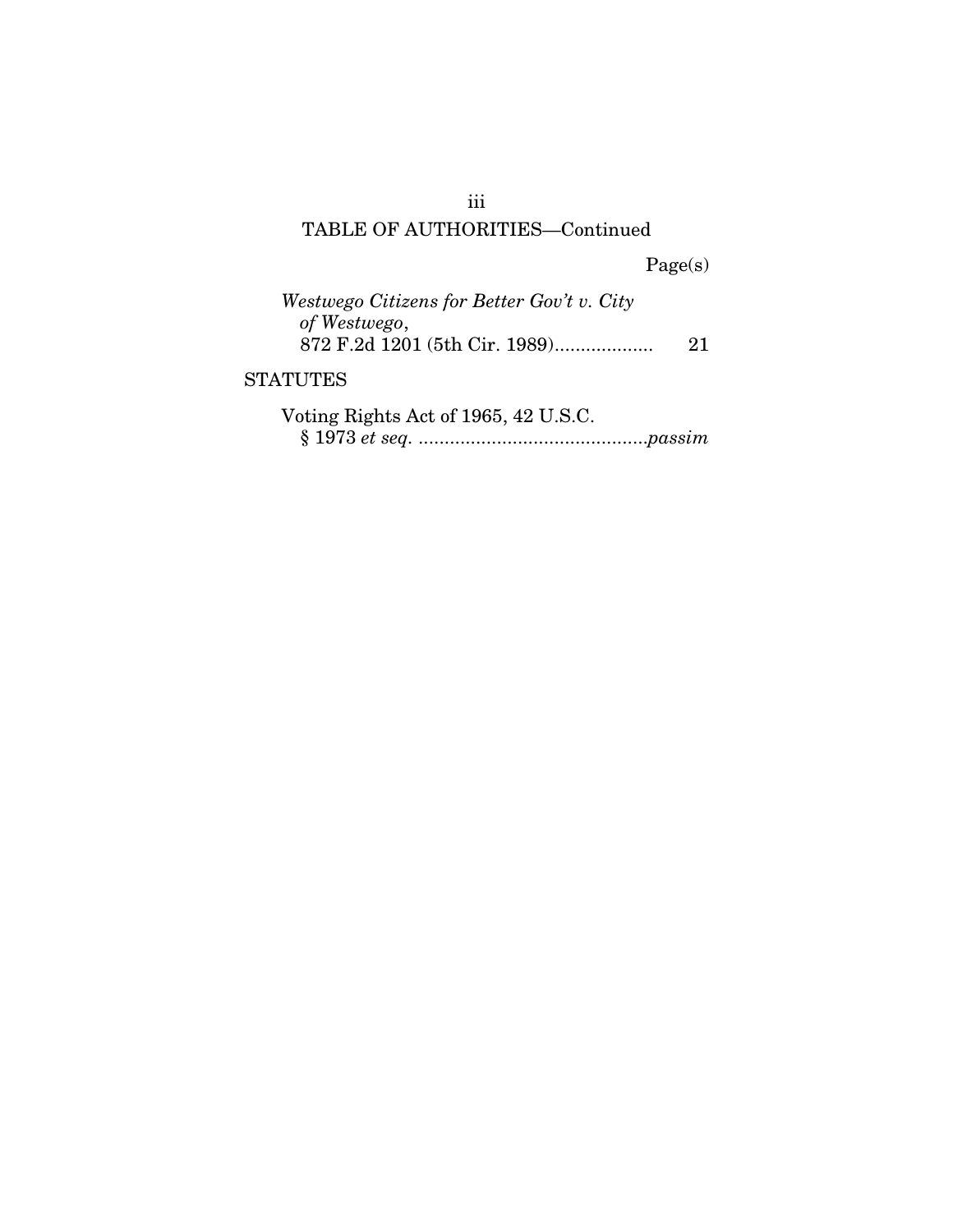## TABLE OF AUTHORITIES—Continued

Page(s)

*Westwego Citizens for Better Gov't v. City of Westwego*,
872 F.2d 1201 (5th Cir. 1989).................. 21

### STATUTES

Voting Rights Act of 1965, 42 U.S.C.
§ 1973 *et seq.* ............................................*passim*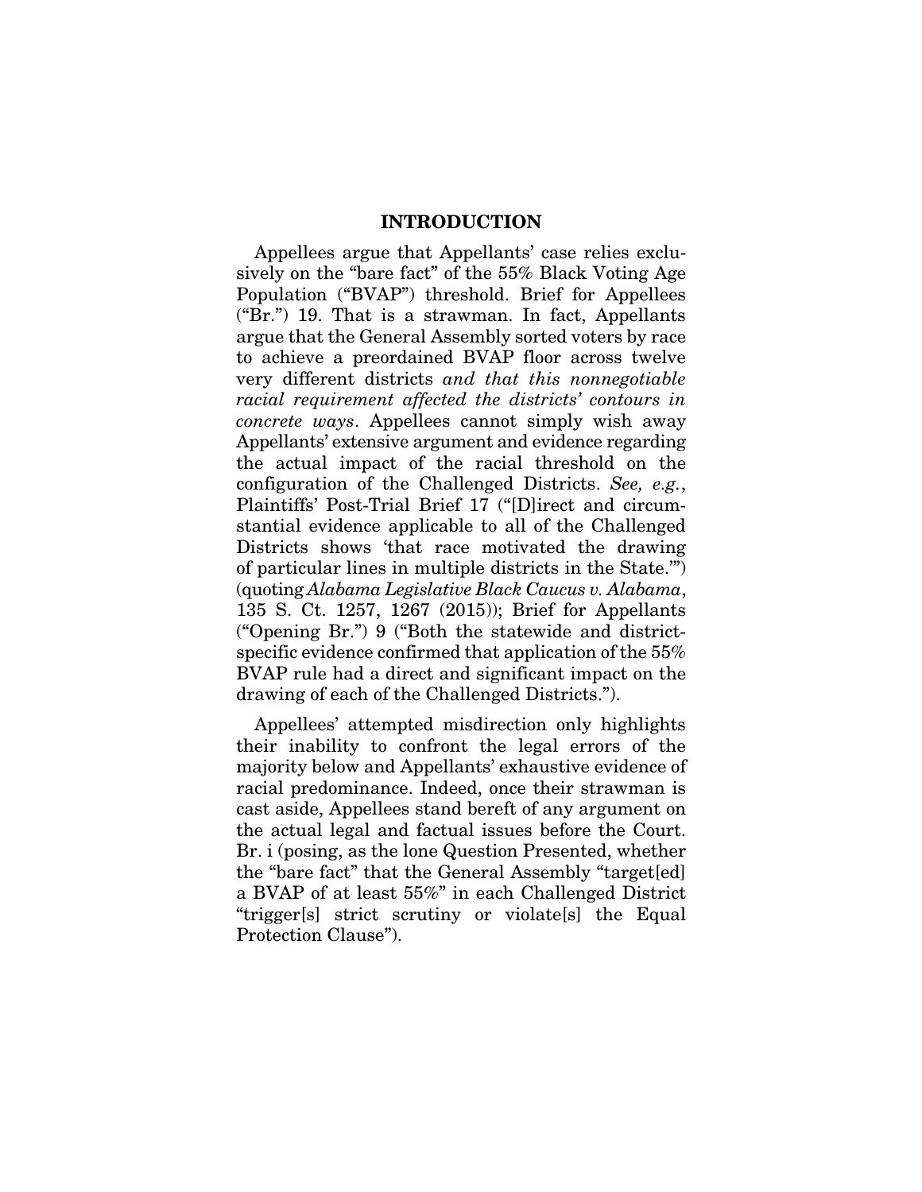## INTRODUCTION

Appellees argue that Appellants' case relies exclusively on the "bare fact" of the 55% Black Voting Age Population ("BVAP") threshold. Brief for Appellees ("Br.") 19. That is a strawman. In fact, Appellants argue that the General Assembly sorted voters by race to achieve a preordained BVAP floor across twelve very different districts *and that this nonnegotiable racial requirement affected the districts' contours in concrete ways*. Appellees cannot simply wish away Appellants' extensive argument and evidence regarding the actual impact of the racial threshold on the configuration of the Challenged Districts. *See, e.g.*, Plaintiffs' Post-Trial Brief 17 ("[D]irect and circumstantial evidence applicable to all of the Challenged Districts shows 'that race motivated the drawing of particular lines in multiple districts in the State.'") (quoting *Alabama Legislative Black Caucus v. Alabama*, 135 S. Ct. 1257, 1267 (2015)); Brief for Appellants ("Opening Br.") 9 ("Both the statewide and district-specific evidence confirmed that application of the 55% BVAP rule had a direct and significant impact on the drawing of each of the Challenged Districts.").

Appellees' attempted misdirection only highlights their inability to confront the legal errors of the majority below and Appellants' exhaustive evidence of racial predominance. Indeed, once their strawman is cast aside, Appellees stand bereft of any argument on the actual legal and factual issues before the Court. Br. i (posing, as the lone Question Presented, whether the "bare fact" that the General Assembly "target[ed] a BVAP of at least 55%" in each Challenged District "trigger[s] strict scrutiny or violate[s] the Equal Protection Clause").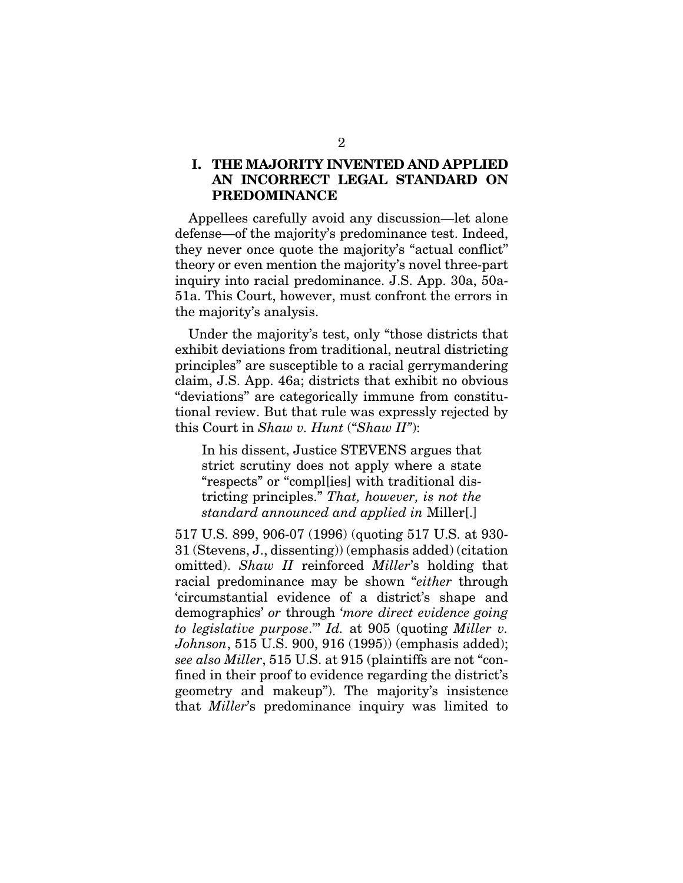## I. THE MAJORITY INVENTED AND APPLIED AN INCORRECT LEGAL STANDARD ON PREDOMINANCE

Appellees carefully avoid any discussion—let alone defense—of the majority's predominance test. Indeed, they never once quote the majority's "actual conflict" theory or even mention the majority's novel three-part inquiry into racial predominance. J.S. App. 30a, 50a-51a. This Court, however, must confront the errors in the majority's analysis.

Under the majority's test, only "those districts that exhibit deviations from traditional, neutral districting principles" are susceptible to a racial gerrymandering claim, J.S. App. 46a; districts that exhibit no obvious "deviations" are categorically immune from constitutional review. But that rule was expressly rejected by this Court in *Shaw v. Hunt* ("*Shaw II*"):

> In his dissent, Justice STEVENS argues that strict scrutiny does not apply where a state "respects" or "compl[ies] with traditional districting principles." *That, however, is not the standard announced and applied in* Miller[.]

517 U.S. 899, 906-07 (1996) (quoting 517 U.S. at 930-31 (Stevens, J., dissenting)) (emphasis added) (citation omitted). *Shaw II* reinforced *Miller*'s holding that racial predominance may be shown "*either* through 'circumstantial evidence of a district's shape and demographics' *or* through '*more direct evidence going to legislative purpose*.'" *Id.* at 905 (quoting *Miller v. Johnson*, 515 U.S. 900, 916 (1995)) (emphasis added); *see also Miller*, 515 U.S. at 915 (plaintiffs are not "confined in their proof to evidence regarding the district's geometry and makeup"). The majority's insistence that *Miller*'s predominance inquiry was limited to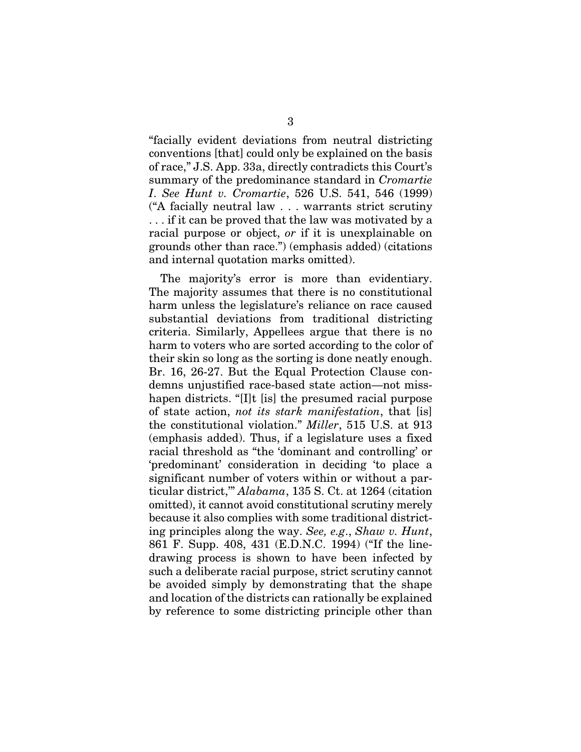"facially evident deviations from neutral districting conventions [that] could only be explained on the basis of race," J.S. App. 33a, directly contradicts this Court's summary of the predominance standard in *Cromartie I*. *See Hunt v. Cromartie*, 526 U.S. 541, 546 (1999) ("A facially neutral law . . . warrants strict scrutiny . . . if it can be proved that the law was motivated by a racial purpose or object, *or* if it is unexplainable on grounds other than race.") (emphasis added) (citations and internal quotation marks omitted).

The majority's error is more than evidentiary. The majority assumes that there is no constitutional harm unless the legislature's reliance on race caused substantial deviations from traditional districting criteria. Similarly, Appellees argue that there is no harm to voters who are sorted according to the color of their skin so long as the sorting is done neatly enough. Br. 16, 26-27. But the Equal Protection Clause condemns unjustified race-based state action—not misshapen districts. "[I]t [is] the presumed racial purpose of state action, *not its stark manifestation*, that [is] the constitutional violation." *Miller*, 515 U.S. at 913 (emphasis added). Thus, if a legislature uses a fixed racial threshold as "the 'dominant and controlling' or 'predominant' consideration in deciding 'to place a significant number of voters within or without a particular district,'" *Alabama*, 135 S. Ct. at 1264 (citation omitted), it cannot avoid constitutional scrutiny merely because it also complies with some traditional districting principles along the way. *See, e.g.*, *Shaw v. Hunt*, 861 F. Supp. 408, 431 (E.D.N.C. 1994) ("If the line-drawing process is shown to have been infected by such a deliberate racial purpose, strict scrutiny cannot be avoided simply by demonstrating that the shape and location of the districts can rationally be explained by reference to some districting principle other than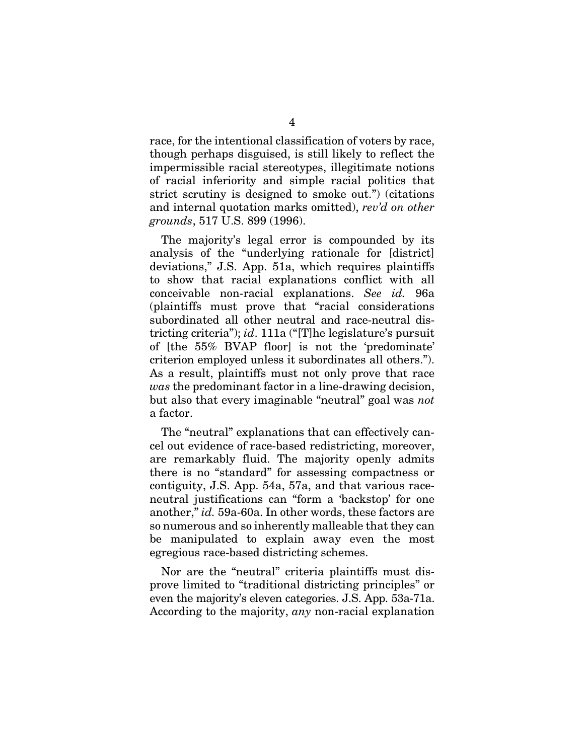race, for the intentional classification of voters by race, though perhaps disguised, is still likely to reflect the impermissible racial stereotypes, illegitimate notions of racial inferiority and simple racial politics that strict scrutiny is designed to smoke out.") (citations and internal quotation marks omitted), *rev'd on other grounds*, 517 U.S. 899 (1996).

The majority's legal error is compounded by its analysis of the "underlying rationale for [district] deviations," J.S. App. 51a, which requires plaintiffs to show that racial explanations conflict with all conceivable non-racial explanations. *See id.* 96a (plaintiffs must prove that "racial considerations subordinated all other neutral and race-neutral districting criteria"); *id*. 111a ("[T]he legislature's pursuit of [the 55% BVAP floor] is not the 'predominate' criterion employed unless it subordinates all others."). As a result, plaintiffs must not only prove that race *was* the predominant factor in a line-drawing decision, but also that every imaginable "neutral" goal was *not* a factor.

The "neutral" explanations that can effectively cancel out evidence of race-based redistricting, moreover, are remarkably fluid. The majority openly admits there is no "standard" for assessing compactness or contiguity, J.S. App. 54a, 57a, and that various race-neutral justifications can "form a 'backstop' for one another," *id.* 59a-60a. In other words, these factors are so numerous and so inherently malleable that they can be manipulated to explain away even the most egregious race-based districting schemes.

Nor are the "neutral" criteria plaintiffs must disprove limited to "traditional districting principles" or even the majority's eleven categories. J.S. App. 53a-71a. According to the majority, *any* non-racial explanation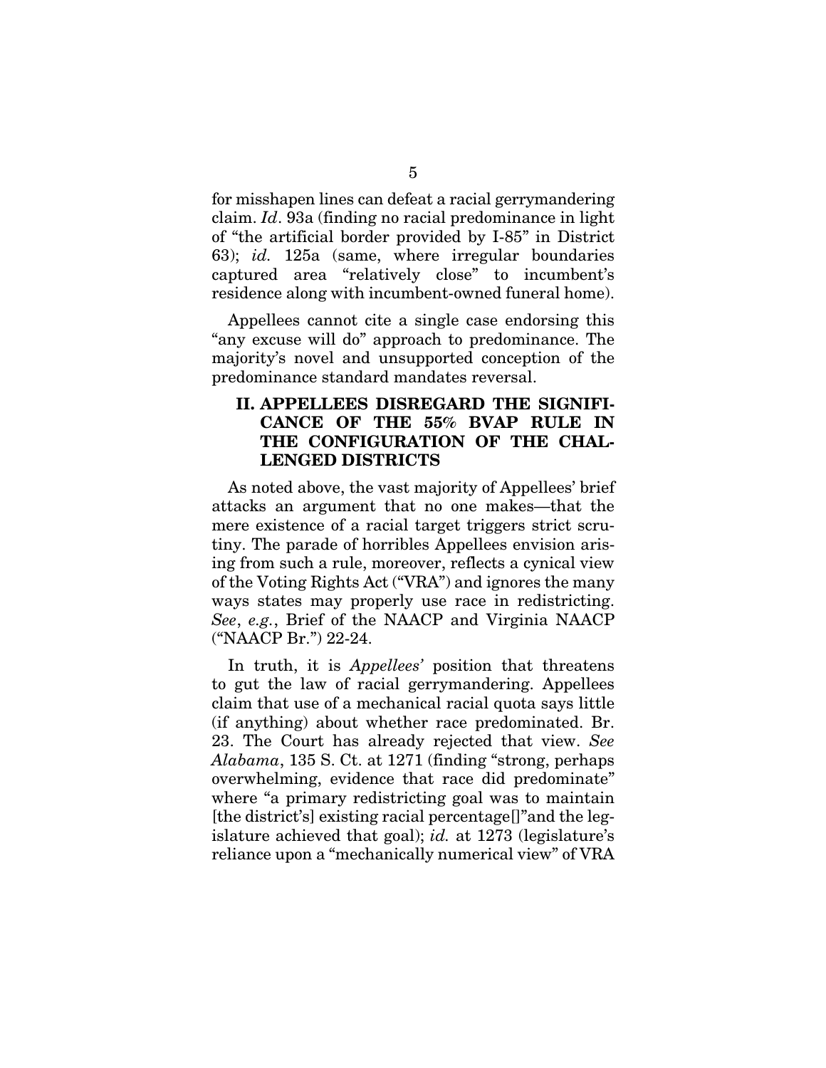for misshapen lines can defeat a racial gerrymandering claim. *Id*. 93a (finding no racial predominance in light of "the artificial border provided by I-85" in District 63); *id.* 125a (same, where irregular boundaries captured area "relatively close" to incumbent's residence along with incumbent-owned funeral home).

Appellees cannot cite a single case endorsing this "any excuse will do" approach to predominance. The majority's novel and unsupported conception of the predominance standard mandates reversal.

## II. APPELLEES DISREGARD THE SIGNIFICANCE OF THE 55% BVAP RULE IN THE CONFIGURATION OF THE CHALLENGED DISTRICTS

As noted above, the vast majority of Appellees' brief attacks an argument that no one makes—that the mere existence of a racial target triggers strict scrutiny. The parade of horribles Appellees envision arising from such a rule, moreover, reflects a cynical view of the Voting Rights Act ("VRA") and ignores the many ways states may properly use race in redistricting. *See*, *e.g.*, Brief of the NAACP and Virginia NAACP ("NAACP Br.") 22-24.

In truth, it is *Appellees'* position that threatens to gut the law of racial gerrymandering. Appellees claim that use of a mechanical racial quota says little (if anything) about whether race predominated. Br. 23. The Court has already rejected that view. *See Alabama*, 135 S. Ct. at 1271 (finding "strong, perhaps overwhelming, evidence that race did predominate" where "a primary redistricting goal was to maintain [the district's] existing racial percentage[]"and the legislature achieved that goal); *id.* at 1273 (legislature's reliance upon a "mechanically numerical view" of VRA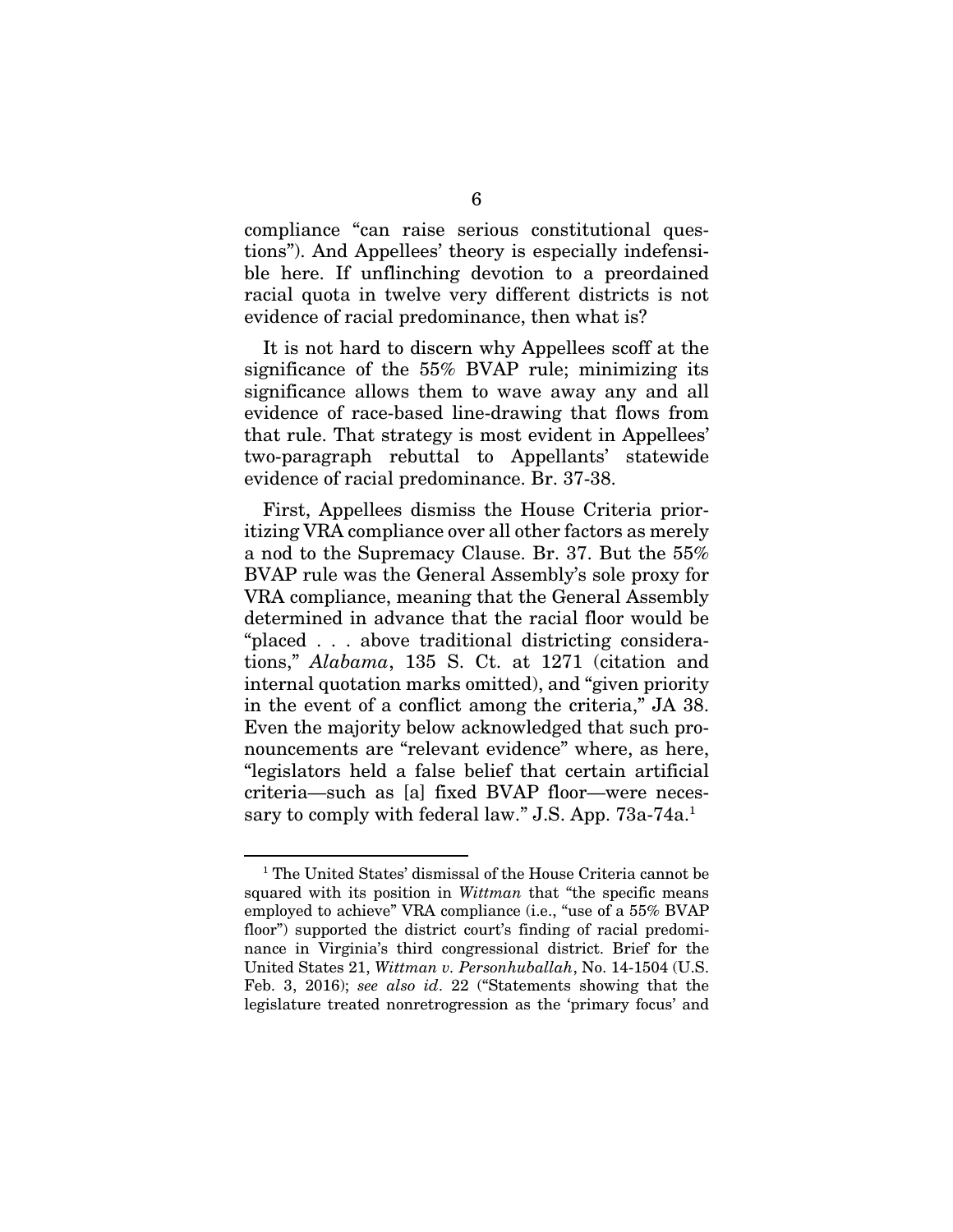compliance "can raise serious constitutional questions"). And Appellees' theory is especially indefensible here. If unflinching devotion to a preordained racial quota in twelve very different districts is not evidence of racial predominance, then what is?

It is not hard to discern why Appellees scoff at the significance of the 55% BVAP rule; minimizing its significance allows them to wave away any and all evidence of race-based line-drawing that flows from that rule. That strategy is most evident in Appellees' two-paragraph rebuttal to Appellants' statewide evidence of racial predominance. Br. 37-38.

First, Appellees dismiss the House Criteria prioritizing VRA compliance over all other factors as merely a nod to the Supremacy Clause. Br. 37. But the 55% BVAP rule was the General Assembly's sole proxy for VRA compliance, meaning that the General Assembly determined in advance that the racial floor would be "placed . . . above traditional districting considerations," *Alabama*, 135 S. Ct. at 1271 (citation and internal quotation marks omitted), and "given priority in the event of a conflict among the criteria," JA 38. Even the majority below acknowledged that such pronouncements are "relevant evidence" where, as here, "legislators held a false belief that certain artificial criteria—such as [a] fixed BVAP floor—were necessary to comply with federal law." J.S. App. 73a-74a.[1]

---

[1] The United States' dismissal of the House Criteria cannot be squared with its position in *Wittman* that "the specific means employed to achieve" VRA compliance (i.e., "use of a 55% BVAP floor") supported the district court's finding of racial predominance in Virginia's third congressional district. Brief for the United States 21, *Wittman v. Personhuballah*, No. 14-1504 (U.S. Feb. 3, 2016); *see also id*. 22 ("Statements showing that the legislature treated nonretrogression as the 'primary focus' and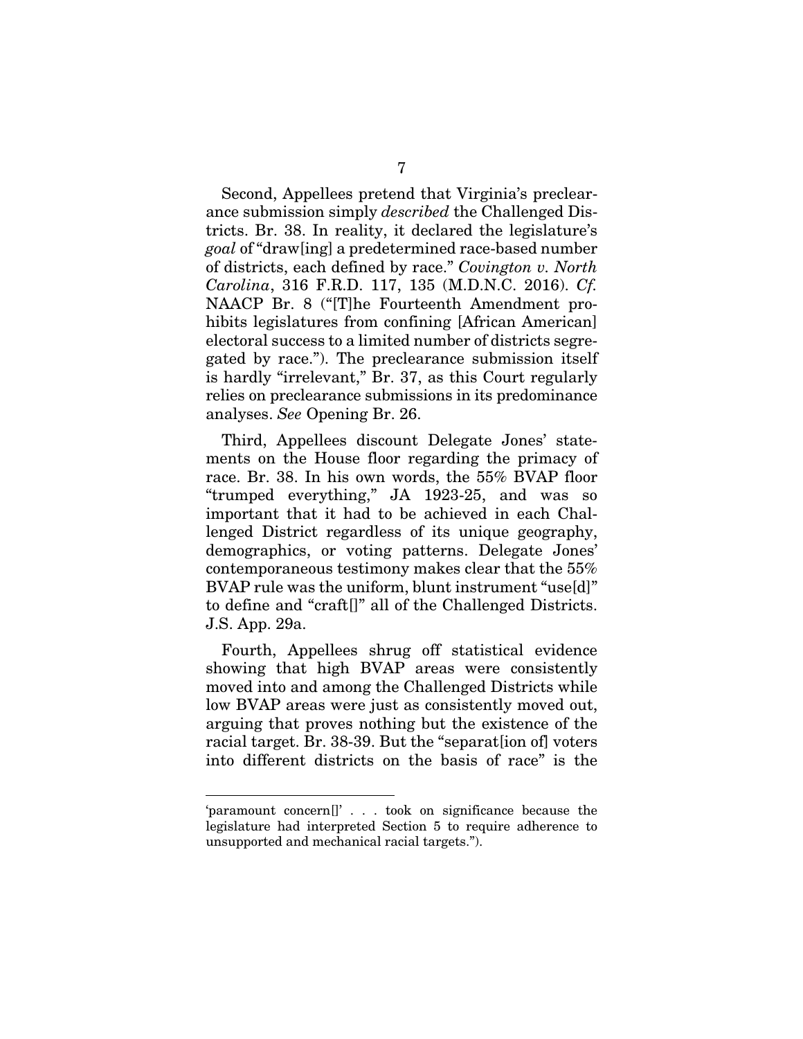Second, Appellees pretend that Virginia's preclearance submission simply *described* the Challenged Districts. Br. 38. In reality, it declared the legislature's *goal* of "draw[ing] a predetermined race-based number of districts, each defined by race." *Covington v. North Carolina*, 316 F.R.D. 117, 135 (M.D.N.C. 2016). *Cf.* NAACP Br. 8 ("[T]he Fourteenth Amendment prohibits legislatures from confining [African American] electoral success to a limited number of districts segregated by race."). The preclearance submission itself is hardly "irrelevant," Br. 37, as this Court regularly relies on preclearance submissions in its predominance analyses. *See* Opening Br. 26.

Third, Appellees discount Delegate Jones' statements on the House floor regarding the primacy of race. Br. 38. In his own words, the 55% BVAP floor "trumped everything," JA 1923-25, and was so important that it had to be achieved in each Challenged District regardless of its unique geography, demographics, or voting patterns. Delegate Jones' contemporaneous testimony makes clear that the 55% BVAP rule was the uniform, blunt instrument "use[d]" to define and "craft[]" all of the Challenged Districts. J.S. App. 29a.

Fourth, Appellees shrug off statistical evidence showing that high BVAP areas were consistently moved into and among the Challenged Districts while low BVAP areas were just as consistently moved out, arguing that proves nothing but the existence of the racial target. Br. 38-39. But the "separat[ion of] voters into different districts on the basis of race" is the

---

'paramount concern[]' . . . took on significance because the legislature had interpreted Section 5 to require adherence to unsupported and mechanical racial targets.").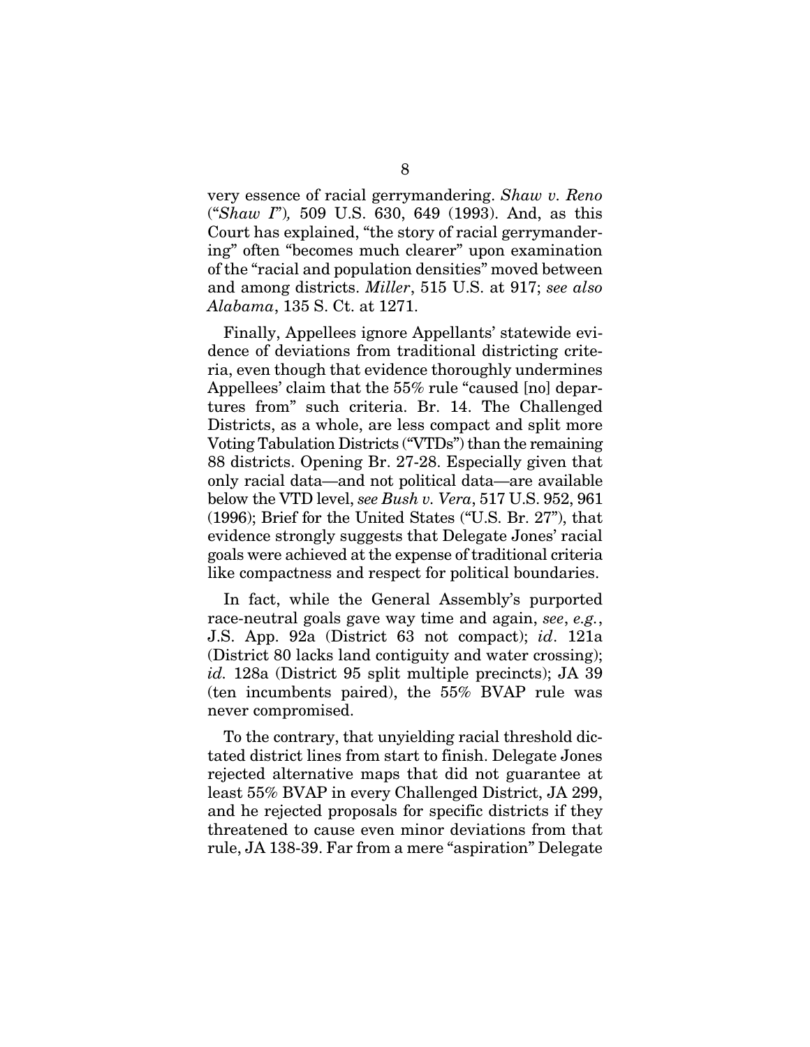very essence of racial gerrymandering. *Shaw v. Reno* ("*Shaw I*"), 509 U.S. 630, 649 (1993). And, as this Court has explained, "the story of racial gerrymandering" often "becomes much clearer" upon examination of the "racial and population densities" moved between and among districts. *Miller*, 515 U.S. at 917; *see also Alabama*, 135 S. Ct. at 1271.

Finally, Appellees ignore Appellants' statewide evidence of deviations from traditional districting criteria, even though that evidence thoroughly undermines Appellees' claim that the 55% rule "caused [no] departures from" such criteria. Br. 14. The Challenged Districts, as a whole, are less compact and split more Voting Tabulation Districts ("VTDs") than the remaining 88 districts. Opening Br. 27-28. Especially given that only racial data—and not political data—are available below the VTD level, *see Bush v. Vera*, 517 U.S. 952, 961 (1996); Brief for the United States ("U.S. Br. 27"), that evidence strongly suggests that Delegate Jones' racial goals were achieved at the expense of traditional criteria like compactness and respect for political boundaries.

In fact, while the General Assembly's purported race-neutral goals gave way time and again, *see*, *e.g.*, J.S. App. 92a (District 63 not compact); *id*. 121a (District 80 lacks land contiguity and water crossing); *id.* 128a (District 95 split multiple precincts); JA 39 (ten incumbents paired), the 55% BVAP rule was never compromised.

To the contrary, that unyielding racial threshold dictated district lines from start to finish. Delegate Jones rejected alternative maps that did not guarantee at least 55% BVAP in every Challenged District, JA 299, and he rejected proposals for specific districts if they threatened to cause even minor deviations from that rule, JA 138-39. Far from a mere "aspiration" Delegate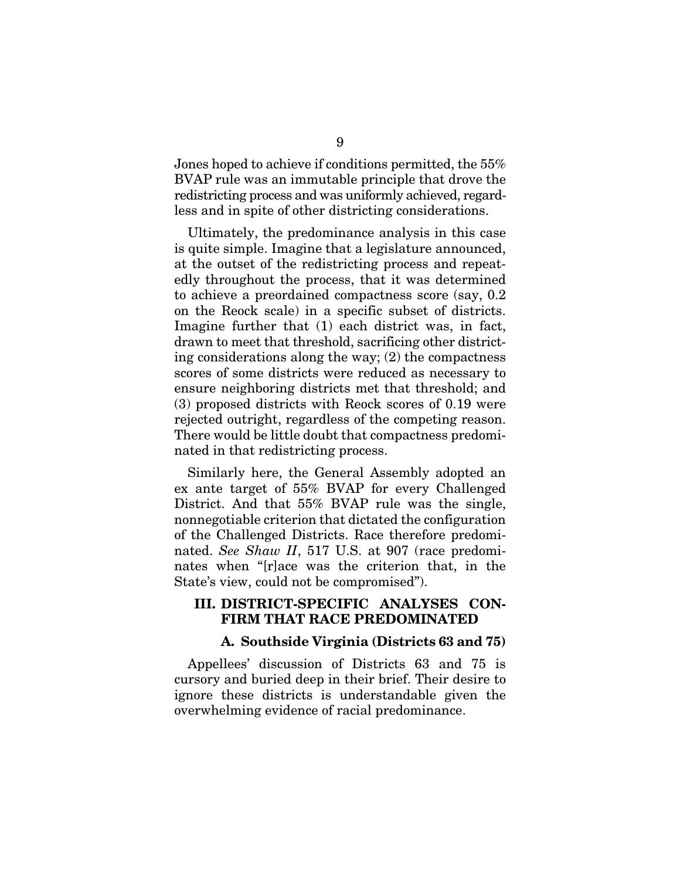Jones hoped to achieve if conditions permitted, the 55% BVAP rule was an immutable principle that drove the redistricting process and was uniformly achieved, regardless and in spite of other districting considerations.

Ultimately, the predominance analysis in this case is quite simple. Imagine that a legislature announced, at the outset of the redistricting process and repeatedly throughout the process, that it was determined to achieve a preordained compactness score (say, 0.2 on the Reock scale) in a specific subset of districts. Imagine further that (1) each district was, in fact, drawn to meet that threshold, sacrificing other districting considerations along the way; (2) the compactness scores of some districts were reduced as necessary to ensure neighboring districts met that threshold; and (3) proposed districts with Reock scores of 0.19 were rejected outright, regardless of the competing reason. There would be little doubt that compactness predominated in that redistricting process.

Similarly here, the General Assembly adopted an ex ante target of 55% BVAP for every Challenged District. And that 55% BVAP rule was the single, nonnegotiable criterion that dictated the configuration of the Challenged Districts. Race therefore predominated. *See Shaw II*, 517 U.S. at 907 (race predominates when "[r]ace was the criterion that, in the State's view, could not be compromised").

## III. DISTRICT-SPECIFIC ANALYSES CONFIRM THAT RACE PREDOMINATED

### A. Southside Virginia (Districts 63 and 75)

Appellees' discussion of Districts 63 and 75 is cursory and buried deep in their brief. Their desire to ignore these districts is understandable given the overwhelming evidence of racial predominance.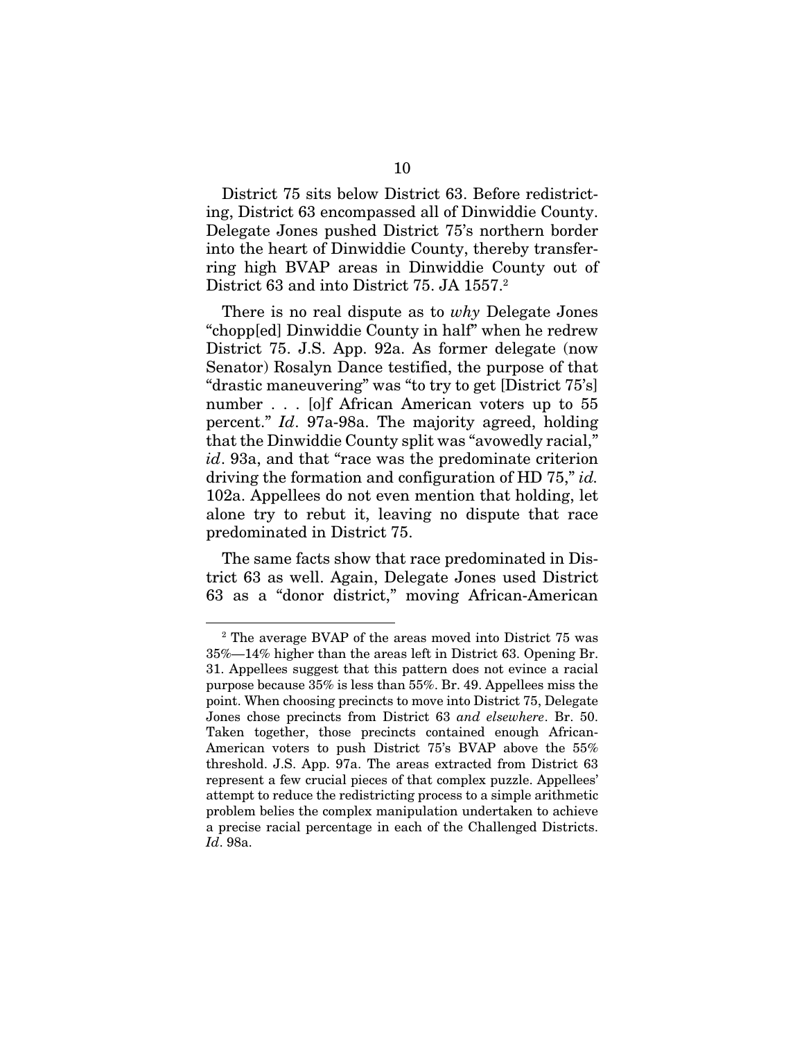District 75 sits below District 63. Before redistricting, District 63 encompassed all of Dinwiddie County. Delegate Jones pushed District 75's northern border into the heart of Dinwiddie County, thereby transferring high BVAP areas in Dinwiddie County out of District 63 and into District 75. JA 1557.[2]

There is no real dispute as to *why* Delegate Jones "chopp[ed] Dinwiddie County in half" when he redrew District 75. J.S. App. 92a. As former delegate (now Senator) Rosalyn Dance testified, the purpose of that "drastic maneuvering" was "to try to get [District 75's] number . . . [o]f African American voters up to 55 percent." *Id*. 97a-98a. The majority agreed, holding that the Dinwiddie County split was "avowedly racial," *id*. 93a, and that "race was the predominate criterion driving the formation and configuration of HD 75," *id.* 102a. Appellees do not even mention that holding, let alone try to rebut it, leaving no dispute that race predominated in District 75.

The same facts show that race predominated in District 63 as well. Again, Delegate Jones used District 63 as a "donor district," moving African-American

---

[2] The average BVAP of the areas moved into District 75 was 35%—14% higher than the areas left in District 63. Opening Br. 31. Appellees suggest that this pattern does not evince a racial purpose because 35% is less than 55%. Br. 49. Appellees miss the point. When choosing precincts to move into District 75, Delegate Jones chose precincts from District 63 *and elsewhere*. Br. 50. Taken together, those precincts contained enough African-American voters to push District 75's BVAP above the 55% threshold. J.S. App. 97a. The areas extracted from District 63 represent a few crucial pieces of that complex puzzle. Appellees' attempt to reduce the redistricting process to a simple arithmetic problem belies the complex manipulation undertaken to achieve a precise racial percentage in each of the Challenged Districts. *Id*. 98a.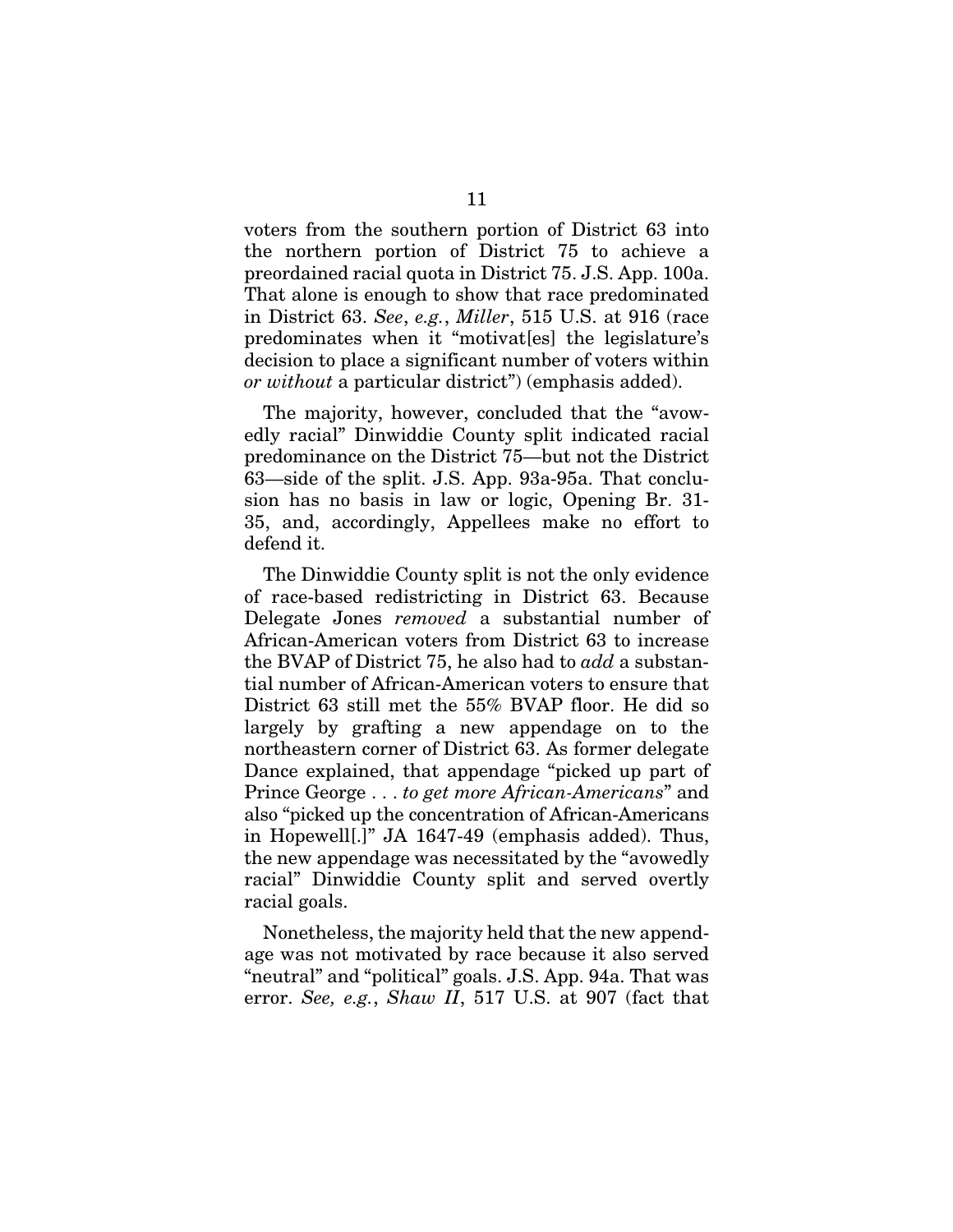voters from the southern portion of District 63 into the northern portion of District 75 to achieve a preordained racial quota in District 75. J.S. App. 100a. That alone is enough to show that race predominated in District 63. *See*, *e.g.*, *Miller*, 515 U.S. at 916 (race predominates when it "motivat[es] the legislature's decision to place a significant number of voters within *or without* a particular district") (emphasis added).

The majority, however, concluded that the "avowedly racial" Dinwiddie County split indicated racial predominance on the District 75—but not the District 63—side of the split. J.S. App. 93a-95a. That conclusion has no basis in law or logic, Opening Br. 31-35, and, accordingly, Appellees make no effort to defend it.

The Dinwiddie County split is not the only evidence of race-based redistricting in District 63. Because Delegate Jones *removed* a substantial number of African-American voters from District 63 to increase the BVAP of District 75, he also had to *add* a substantial number of African-American voters to ensure that District 63 still met the 55% BVAP floor. He did so largely by grafting a new appendage on to the northeastern corner of District 63. As former delegate Dance explained, that appendage "picked up part of Prince George . . . *to get more African-Americans*" and also "picked up the concentration of African-Americans in Hopewell[.]" JA 1647-49 (emphasis added). Thus, the new appendage was necessitated by the "avowedly racial" Dinwiddie County split and served overtly racial goals.

Nonetheless, the majority held that the new appendage was not motivated by race because it also served "neutral" and "political" goals. J.S. App. 94a. That was error. *See, e.g.*, *Shaw II*, 517 U.S. at 907 (fact that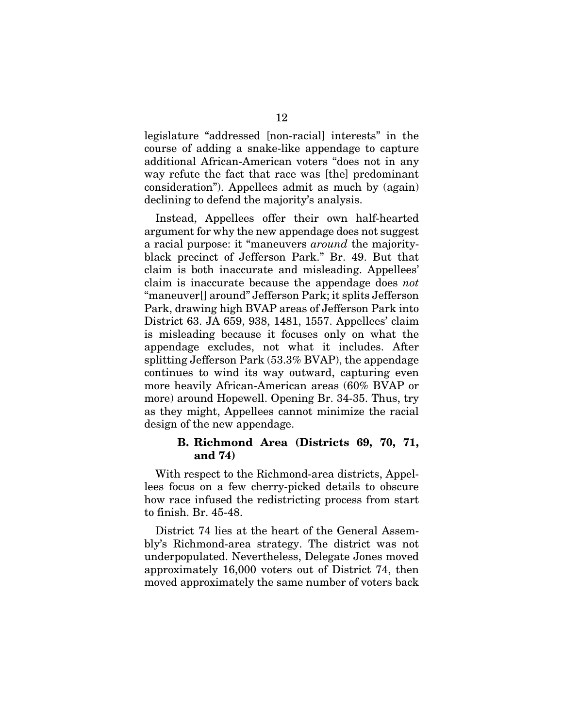legislature "addressed [non-racial] interests" in the course of adding a snake-like appendage to capture additional African-American voters "does not in any way refute the fact that race was [the] predominant consideration"). Appellees admit as much by (again) declining to defend the majority's analysis.

Instead, Appellees offer their own half-hearted argument for why the new appendage does not suggest a racial purpose: it "maneuvers *around* the majority-black precinct of Jefferson Park." Br. 49. But that claim is both inaccurate and misleading. Appellees' claim is inaccurate because the appendage does *not* "maneuver[] around" Jefferson Park; it splits Jefferson Park, drawing high BVAP areas of Jefferson Park into District 63. JA 659, 938, 1481, 1557. Appellees' claim is misleading because it focuses only on what the appendage excludes, not what it includes. After splitting Jefferson Park (53.3% BVAP), the appendage continues to wind its way outward, capturing even more heavily African-American areas (60% BVAP or more) around Hopewell. Opening Br. 34-35. Thus, try as they might, Appellees cannot minimize the racial design of the new appendage.

### B. Richmond Area (Districts 69, 70, 71, and 74)

With respect to the Richmond-area districts, Appellees focus on a few cherry-picked details to obscure how race infused the redistricting process from start to finish. Br. 45-48.

District 74 lies at the heart of the General Assembly's Richmond-area strategy. The district was not underpopulated. Nevertheless, Delegate Jones moved approximately 16,000 voters out of District 74, then moved approximately the same number of voters back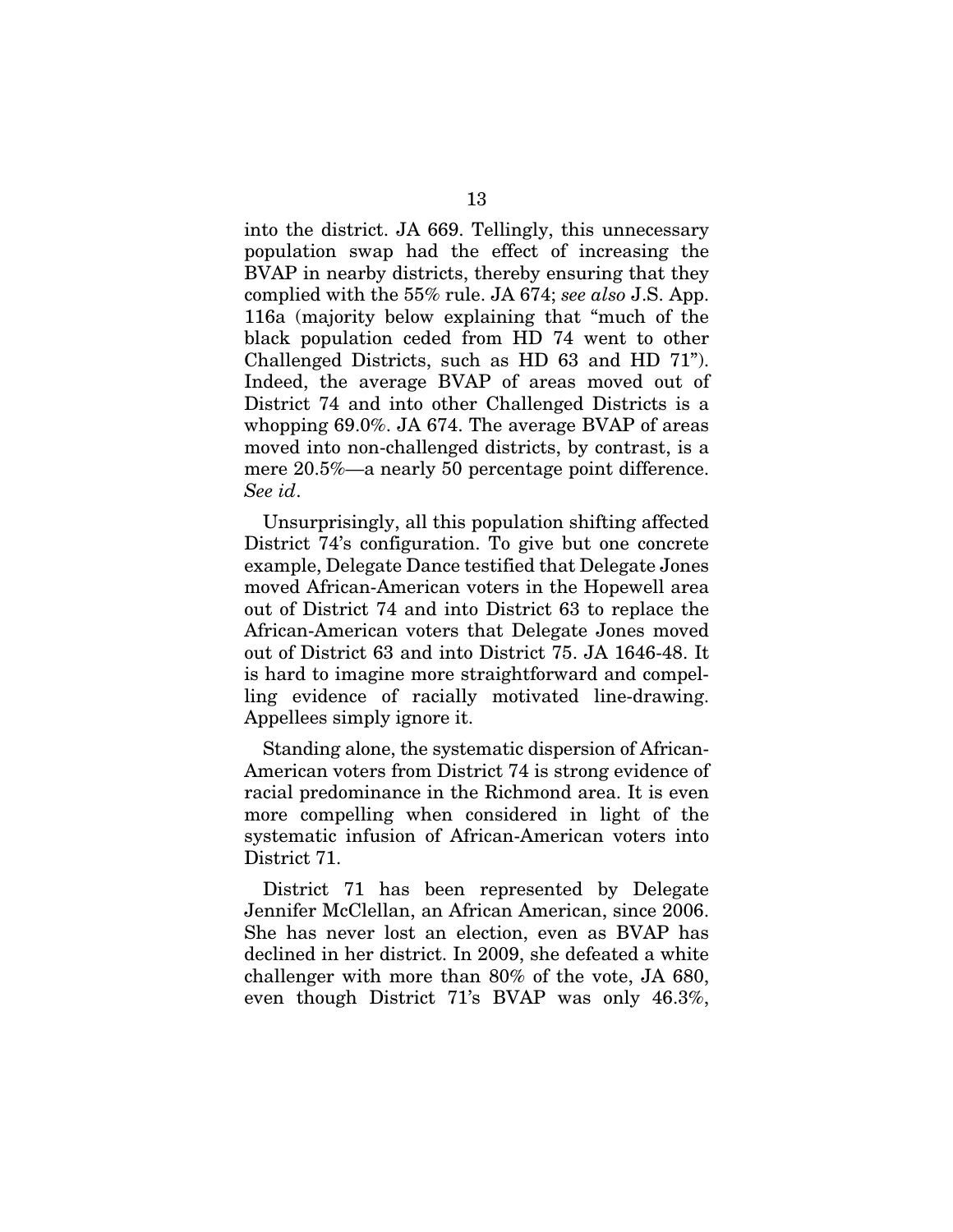into the district. JA 669. Tellingly, this unnecessary population swap had the effect of increasing the BVAP in nearby districts, thereby ensuring that they complied with the 55% rule. JA 674; *see also* J.S. App. 116a (majority below explaining that "much of the black population ceded from HD 74 went to other Challenged Districts, such as HD 63 and HD 71"). Indeed, the average BVAP of areas moved out of District 74 and into other Challenged Districts is a whopping 69.0%. JA 674. The average BVAP of areas moved into non-challenged districts, by contrast, is a mere 20.5%—a nearly 50 percentage point difference. *See id*.

Unsurprisingly, all this population shifting affected District 74's configuration. To give but one concrete example, Delegate Dance testified that Delegate Jones moved African-American voters in the Hopewell area out of District 74 and into District 63 to replace the African-American voters that Delegate Jones moved out of District 63 and into District 75. JA 1646-48. It is hard to imagine more straightforward and compelling evidence of racially motivated line-drawing. Appellees simply ignore it.

Standing alone, the systematic dispersion of African-American voters from District 74 is strong evidence of racial predominance in the Richmond area. It is even more compelling when considered in light of the systematic infusion of African-American voters into District 71.

District 71 has been represented by Delegate Jennifer McClellan, an African American, since 2006. She has never lost an election, even as BVAP has declined in her district. In 2009, she defeated a white challenger with more than 80% of the vote, JA 680, even though District 71's BVAP was only 46.3%,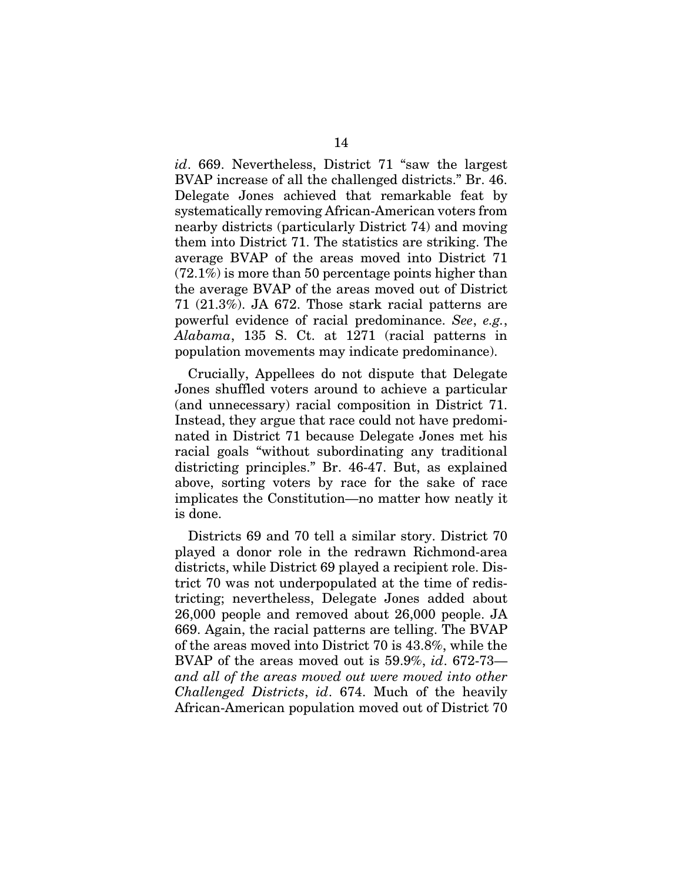*id*. 669. Nevertheless, District 71 "saw the largest BVAP increase of all the challenged districts." Br. 46. Delegate Jones achieved that remarkable feat by systematically removing African-American voters from nearby districts (particularly District 74) and moving them into District 71. The statistics are striking. The average BVAP of the areas moved into District 71 (72.1%) is more than 50 percentage points higher than the average BVAP of the areas moved out of District 71 (21.3%). JA 672. Those stark racial patterns are powerful evidence of racial predominance. *See*, *e.g.*, *Alabama*, 135 S. Ct. at 1271 (racial patterns in population movements may indicate predominance).

Crucially, Appellees do not dispute that Delegate Jones shuffled voters around to achieve a particular (and unnecessary) racial composition in District 71. Instead, they argue that race could not have predominated in District 71 because Delegate Jones met his racial goals "without subordinating any traditional districting principles." Br. 46-47. But, as explained above, sorting voters by race for the sake of race implicates the Constitution—no matter how neatly it is done.

Districts 69 and 70 tell a similar story. District 70 played a donor role in the redrawn Richmond-area districts, while District 69 played a recipient role. District 70 was not underpopulated at the time of redistricting; nevertheless, Delegate Jones added about 26,000 people and removed about 26,000 people. JA 669. Again, the racial patterns are telling. The BVAP of the areas moved into District 70 is 43.8%, while the BVAP of the areas moved out is 59.9%, *id*. 672-73—*and all of the areas moved out were moved into other Challenged Districts*, *id*. 674. Much of the heavily African-American population moved out of District 70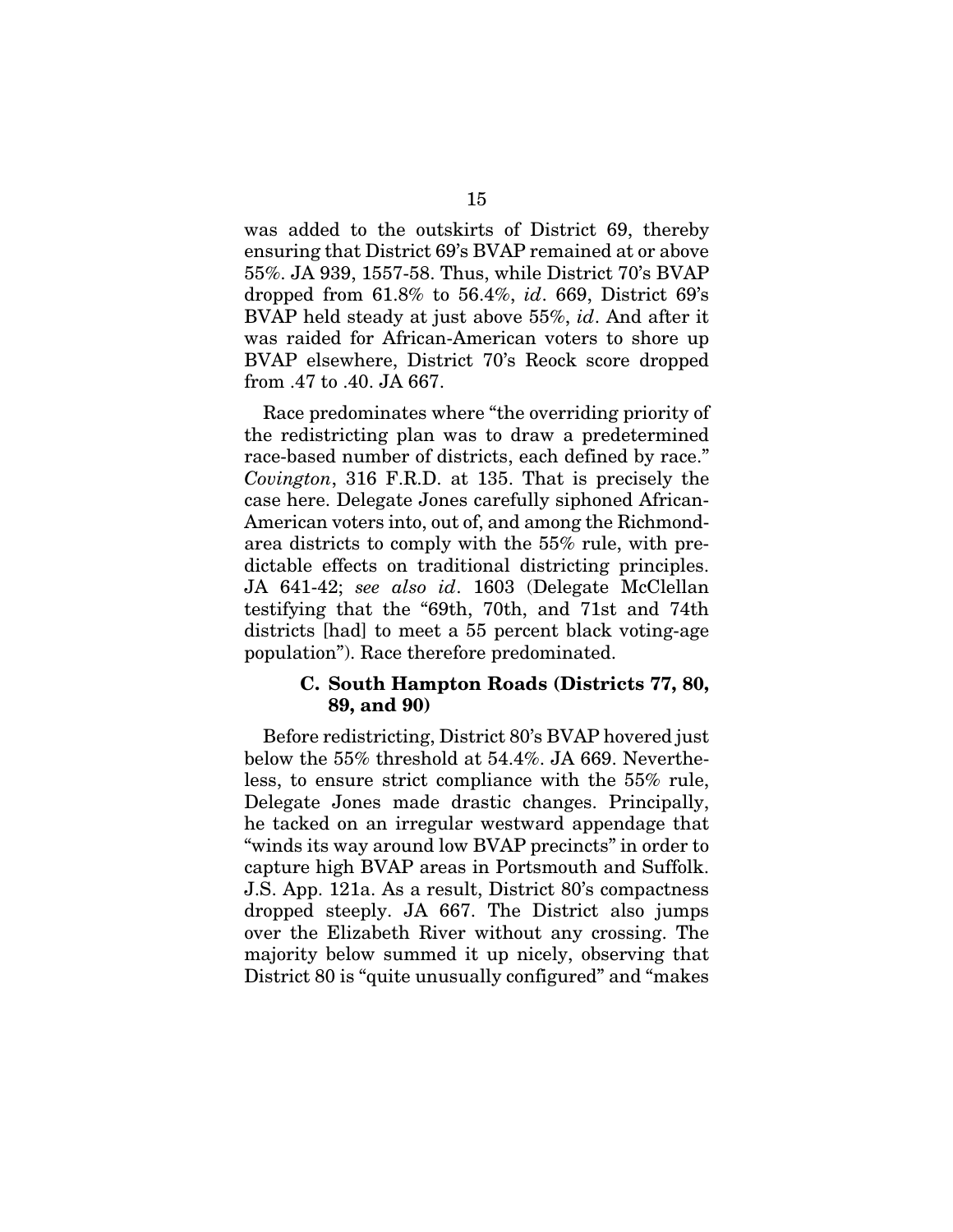was added to the outskirts of District 69, thereby ensuring that District 69's BVAP remained at or above 55%. JA 939, 1557-58. Thus, while District 70's BVAP dropped from 61.8% to 56.4%, *id*. 669, District 69's BVAP held steady at just above 55%, *id*. And after it was raided for African-American voters to shore up BVAP elsewhere, District 70's Reock score dropped from .47 to .40. JA 667.

Race predominates where "the overriding priority of the redistricting plan was to draw a predetermined race-based number of districts, each defined by race." *Covington*, 316 F.R.D. at 135. That is precisely the case here. Delegate Jones carefully siphoned African-American voters into, out of, and among the Richmond-area districts to comply with the 55% rule, with predictable effects on traditional districting principles. JA 641-42; *see also id*. 1603 (Delegate McClellan testifying that the "69th, 70th, and 71st and 74th districts [had] to meet a 55 percent black voting-age population"). Race therefore predominated.

### C. South Hampton Roads (Districts 77, 80, 89, and 90)

Before redistricting, District 80's BVAP hovered just below the 55% threshold at 54.4%. JA 669. Nevertheless, to ensure strict compliance with the 55% rule, Delegate Jones made drastic changes. Principally, he tacked on an irregular westward appendage that "winds its way around low BVAP precincts" in order to capture high BVAP areas in Portsmouth and Suffolk. J.S. App. 121a. As a result, District 80's compactness dropped steeply. JA 667. The District also jumps over the Elizabeth River without any crossing. The majority below summed it up nicely, observing that District 80 is "quite unusually configured" and "makes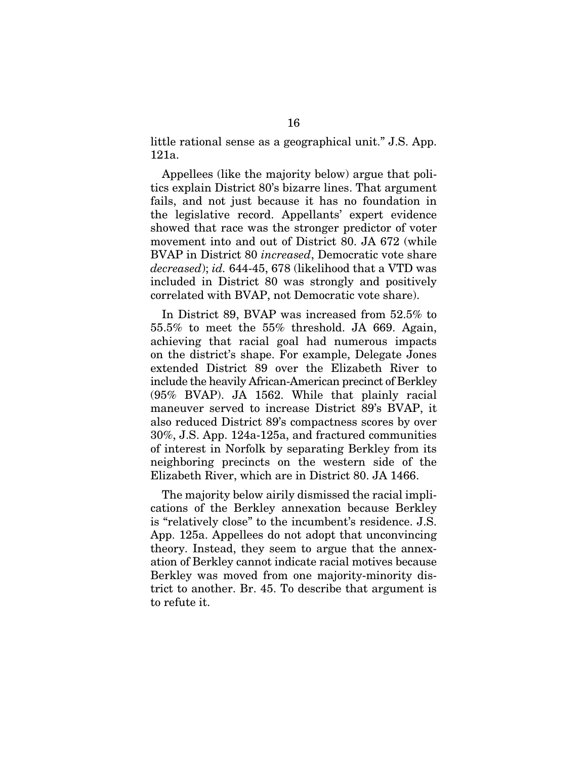little rational sense as a geographical unit." J.S. App. 121a.

Appellees (like the majority below) argue that politics explain District 80's bizarre lines. That argument fails, and not just because it has no foundation in the legislative record. Appellants' expert evidence showed that race was the stronger predictor of voter movement into and out of District 80. JA 672 (while BVAP in District 80 *increased*, Democratic vote share *decreased*); *id.* 644-45, 678 (likelihood that a VTD was included in District 80 was strongly and positively correlated with BVAP, not Democratic vote share).

In District 89, BVAP was increased from 52.5% to 55.5% to meet the 55% threshold. JA 669. Again, achieving that racial goal had numerous impacts on the district's shape. For example, Delegate Jones extended District 89 over the Elizabeth River to include the heavily African-American precinct of Berkley (95% BVAP). JA 1562. While that plainly racial maneuver served to increase District 89's BVAP, it also reduced District 89's compactness scores by over 30%, J.S. App. 124a-125a, and fractured communities of interest in Norfolk by separating Berkley from its neighboring precincts on the western side of the Elizabeth River, which are in District 80. JA 1466.

The majority below airily dismissed the racial implications of the Berkley annexation because Berkley is "relatively close" to the incumbent's residence. J.S. App. 125a. Appellees do not adopt that unconvincing theory. Instead, they seem to argue that the annexation of Berkley cannot indicate racial motives because Berkley was moved from one majority-minority district to another. Br. 45. To describe that argument is to refute it.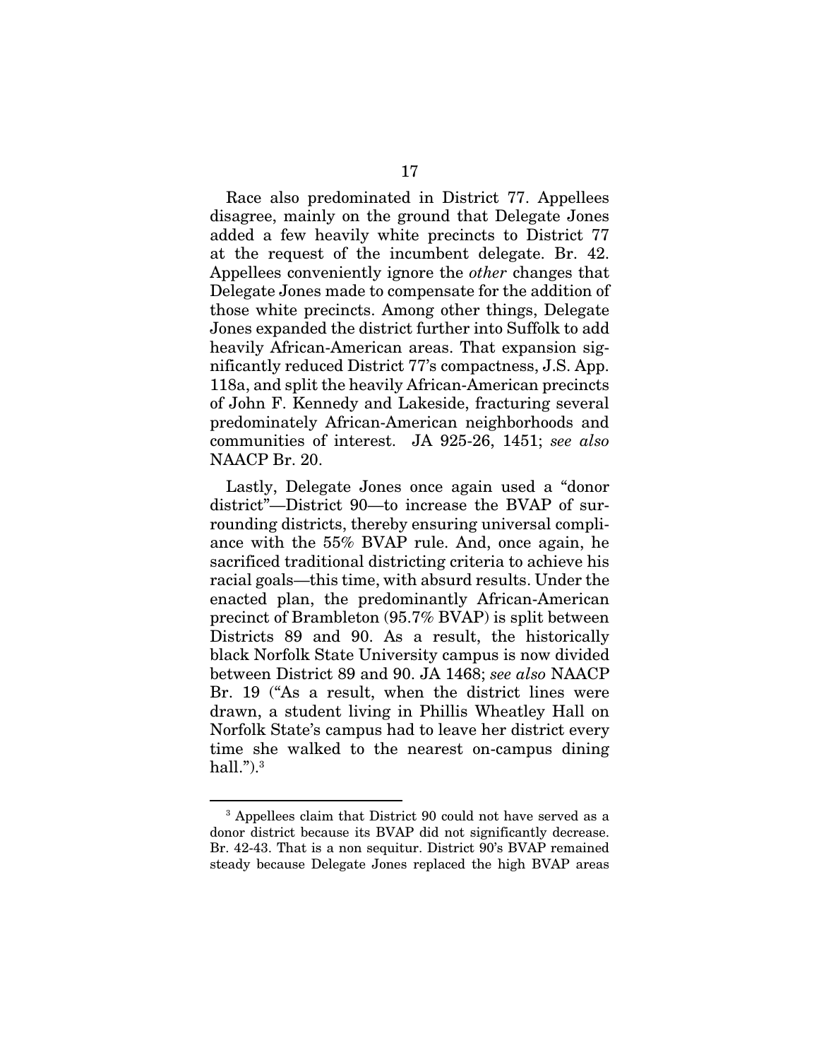Race also predominated in District 77. Appellees disagree, mainly on the ground that Delegate Jones added a few heavily white precincts to District 77 at the request of the incumbent delegate. Br. 42. Appellees conveniently ignore the *other* changes that Delegate Jones made to compensate for the addition of those white precincts. Among other things, Delegate Jones expanded the district further into Suffolk to add heavily African-American areas. That expansion significantly reduced District 77's compactness, J.S. App. 118a, and split the heavily African-American precincts of John F. Kennedy and Lakeside, fracturing several predominately African-American neighborhoods and communities of interest. JA 925-26, 1451; *see also* NAACP Br. 20.

Lastly, Delegate Jones once again used a "donor district"—District 90—to increase the BVAP of surrounding districts, thereby ensuring universal compliance with the 55% BVAP rule. And, once again, he sacrificed traditional districting criteria to achieve his racial goals—this time, with absurd results. Under the enacted plan, the predominantly African-American precinct of Brambleton (95.7% BVAP) is split between Districts 89 and 90. As a result, the historically black Norfolk State University campus is now divided between District 89 and 90. JA 1468; *see also* NAACP Br. 19 ("As a result, when the district lines were drawn, a student living in Phillis Wheatley Hall on Norfolk State's campus had to leave her district every time she walked to the nearest on-campus dining hall.").[3]

[3] Appellees claim that District 90 could not have served as a donor district because its BVAP did not significantly decrease. Br. 42-43. That is a non sequitur. District 90's BVAP remained steady because Delegate Jones replaced the high BVAP areas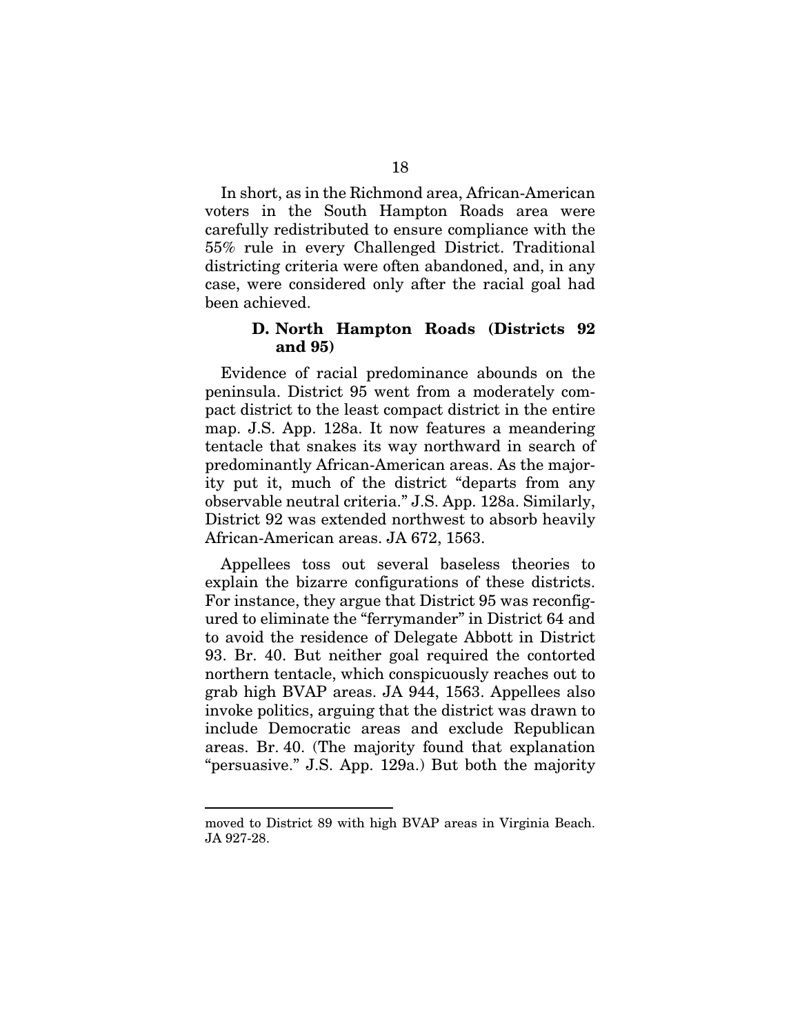In short, as in the Richmond area, African-American voters in the South Hampton Roads area were carefully redistributed to ensure compliance with the 55% rule in every Challenged District. Traditional districting criteria were often abandoned, and, in any case, were considered only after the racial goal had been achieved.

### D. North Hampton Roads (Districts 92 and 95)

Evidence of racial predominance abounds on the peninsula. District 95 went from a moderately compact district to the least compact district in the entire map. J.S. App. 128a. It now features a meandering tentacle that snakes its way northward in search of predominantly African-American areas. As the majority put it, much of the district "departs from any observable neutral criteria." J.S. App. 128a. Similarly, District 92 was extended northwest to absorb heavily African-American areas. JA 672, 1563.

Appellees toss out several baseless theories to explain the bizarre configurations of these districts. For instance, they argue that District 95 was reconfigured to eliminate the "ferrymander" in District 64 and to avoid the residence of Delegate Abbott in District 93. Br. 40. But neither goal required the contorted northern tentacle, which conspicuously reaches out to grab high BVAP areas. JA 944, 1563. Appellees also invoke politics, arguing that the district was drawn to include Democratic areas and exclude Republican areas. Br. 40. (The majority found that explanation "persuasive." J.S. App. 129a.) But both the majority

---

moved to District 89 with high BVAP areas in Virginia Beach. JA 927-28.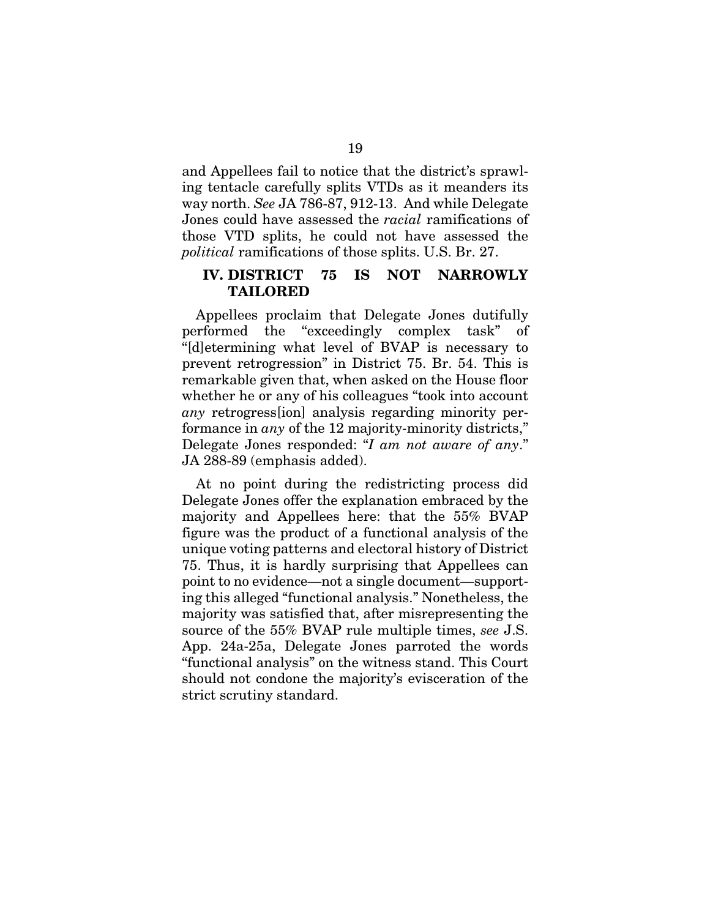and Appellees fail to notice that the district's sprawling tentacle carefully splits VTDs as it meanders its way north. *See* JA 786-87, 912-13. And while Delegate Jones could have assessed the *racial* ramifications of those VTD splits, he could not have assessed the *political* ramifications of those splits. U.S. Br. 27.

## IV. DISTRICT 75 IS NOT NARROWLY TAILORED

Appellees proclaim that Delegate Jones dutifully performed the "exceedingly complex task" of "[d]etermining what level of BVAP is necessary to prevent retrogression" in District 75. Br. 54. This is remarkable given that, when asked on the House floor whether he or any of his colleagues "took into account *any* retrogress[ion] analysis regarding minority performance in *any* of the 12 majority-minority districts," Delegate Jones responded: "*I am not aware of any*." JA 288-89 (emphasis added).

At no point during the redistricting process did Delegate Jones offer the explanation embraced by the majority and Appellees here: that the 55% BVAP figure was the product of a functional analysis of the unique voting patterns and electoral history of District 75. Thus, it is hardly surprising that Appellees can point to no evidence—not a single document—supporting this alleged "functional analysis." Nonetheless, the majority was satisfied that, after misrepresenting the source of the 55% BVAP rule multiple times, *see* J.S. App. 24a-25a, Delegate Jones parroted the words "functional analysis" on the witness stand. This Court should not condone the majority's evisceration of the strict scrutiny standard.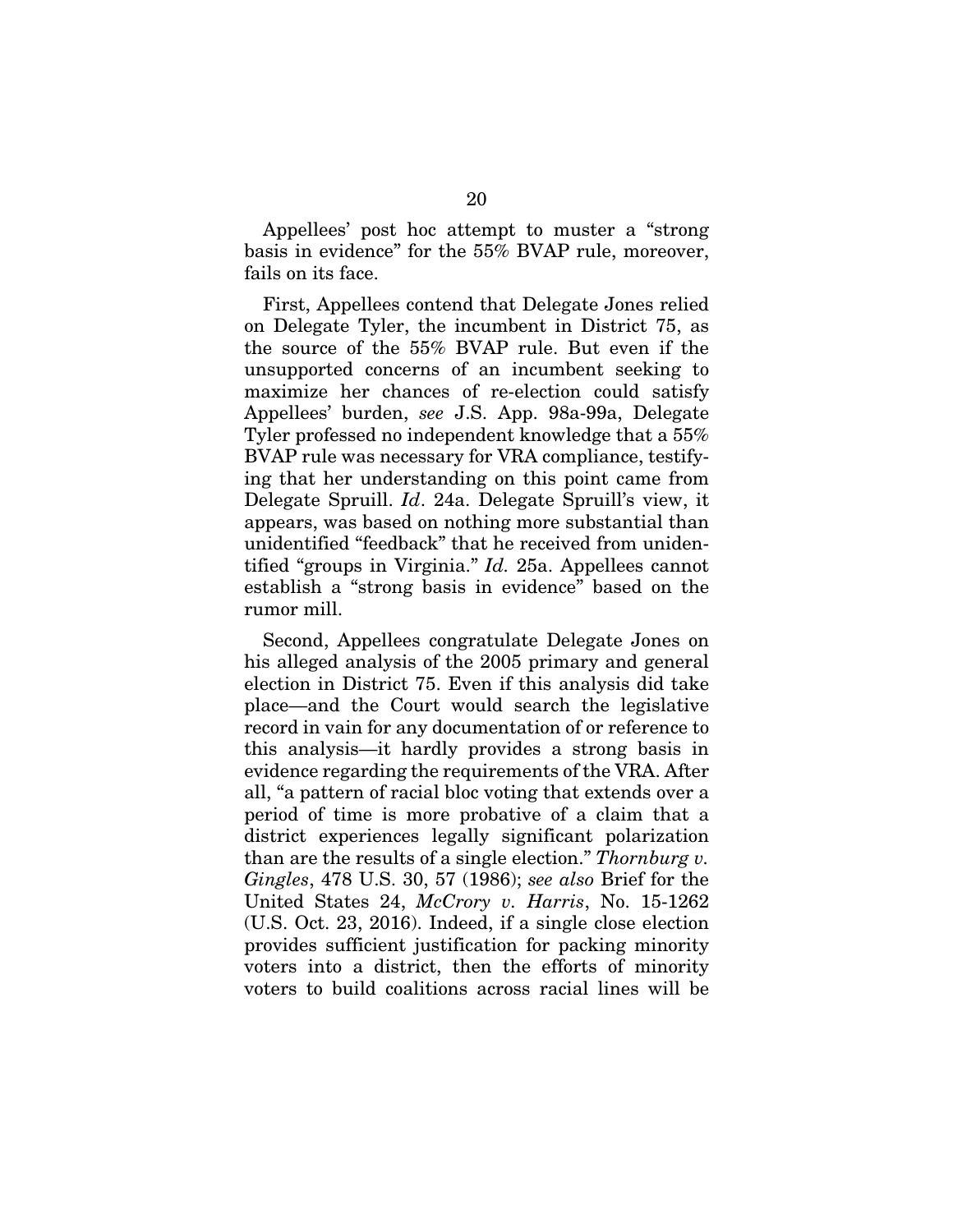Appellees' post hoc attempt to muster a "strong basis in evidence" for the 55% BVAP rule, moreover, fails on its face.

First, Appellees contend that Delegate Jones relied on Delegate Tyler, the incumbent in District 75, as the source of the 55% BVAP rule. But even if the unsupported concerns of an incumbent seeking to maximize her chances of re-election could satisfy Appellees' burden, *see* J.S. App. 98a-99a, Delegate Tyler professed no independent knowledge that a 55% BVAP rule was necessary for VRA compliance, testifying that her understanding on this point came from Delegate Spruill. *Id*. 24a. Delegate Spruill's view, it appears, was based on nothing more substantial than unidentified "feedback" that he received from unidentified "groups in Virginia." *Id.* 25a. Appellees cannot establish a "strong basis in evidence" based on the rumor mill.

Second, Appellees congratulate Delegate Jones on his alleged analysis of the 2005 primary and general election in District 75. Even if this analysis did take place—and the Court would search the legislative record in vain for any documentation of or reference to this analysis—it hardly provides a strong basis in evidence regarding the requirements of the VRA. After all, "a pattern of racial bloc voting that extends over a period of time is more probative of a claim that a district experiences legally significant polarization than are the results of a single election." *Thornburg v. Gingles*, 478 U.S. 30, 57 (1986); *see also* Brief for the United States 24, *McCrory v. Harris*, No. 15-1262 (U.S. Oct. 23, 2016). Indeed, if a single close election provides sufficient justification for packing minority voters into a district, then the efforts of minority voters to build coalitions across racial lines will be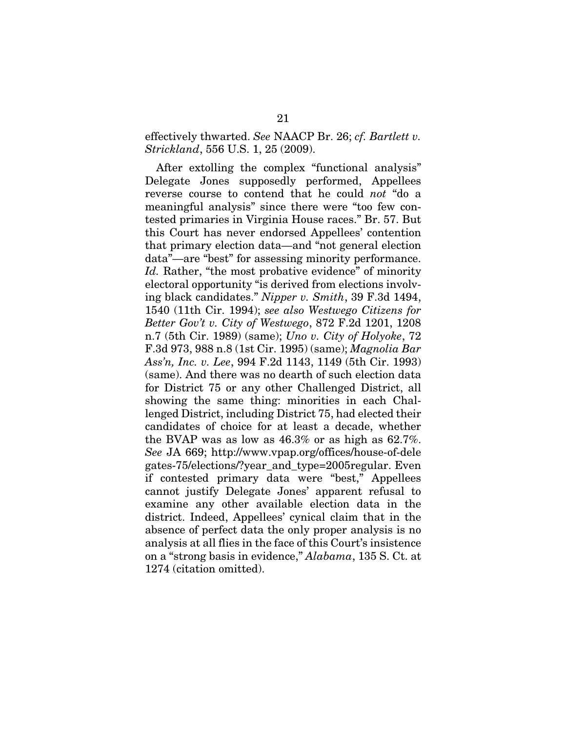effectively thwarted. *See* NAACP Br. 26; *cf. Bartlett v. Strickland*, 556 U.S. 1, 25 (2009).

After extolling the complex "functional analysis" Delegate Jones supposedly performed, Appellees reverse course to contend that he could *not* "do a meaningful analysis" since there were "too few contested primaries in Virginia House races." Br. 57. But this Court has never endorsed Appellees' contention that primary election data—and "not general election data"—are "best" for assessing minority performance. *Id.* Rather, "the most probative evidence" of minority electoral opportunity "is derived from elections involving black candidates." *Nipper v. Smith*, 39 F.3d 1494, 1540 (11th Cir. 1994); *see also Westwego Citizens for Better Gov't v. City of Westwego*, 872 F.2d 1201, 1208 n.7 (5th Cir. 1989) (same); *Uno v. City of Holyoke*, 72 F.3d 973, 988 n.8 (1st Cir. 1995) (same); *Magnolia Bar Ass'n, Inc. v. Lee*, 994 F.2d 1143, 1149 (5th Cir. 1993) (same). And there was no dearth of such election data for District 75 or any other Challenged District, all showing the same thing: minorities in each Challenged District, including District 75, had elected their candidates of choice for at least a decade, whether the BVAP was as low as 46.3% or as high as 62.7%. *See* JA 669; http://www.vpap.org/offices/house-of-delegates-75/elections/?year_and_type=2005regular. Even if contested primary data were "best," Appellees cannot justify Delegate Jones' apparent refusal to examine any other available election data in the district. Indeed, Appellees' cynical claim that in the absence of perfect data the only proper analysis is no analysis at all flies in the face of this Court's insistence on a "strong basis in evidence," *Alabama*, 135 S. Ct. at 1274 (citation omitted).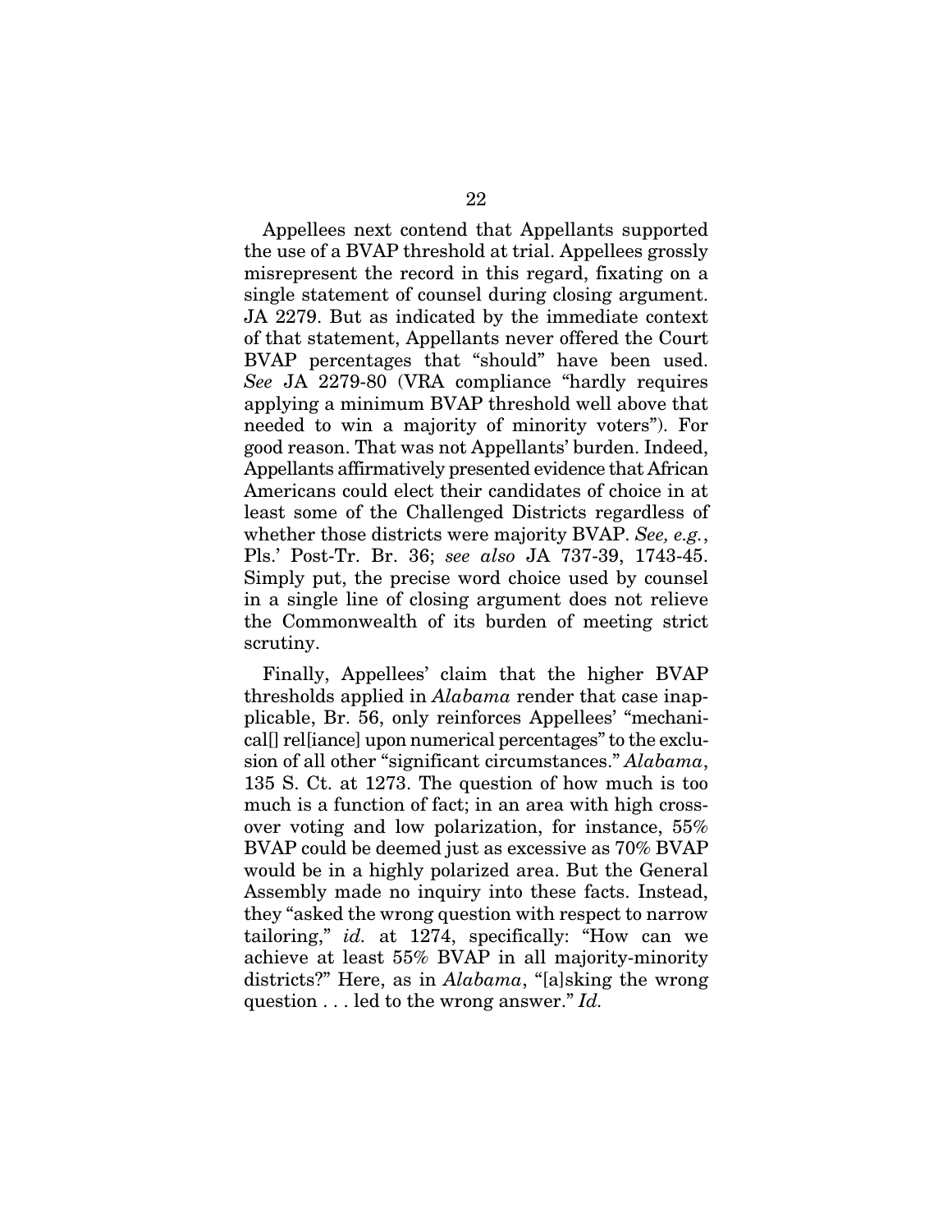Appellees next contend that Appellants supported the use of a BVAP threshold at trial. Appellees grossly misrepresent the record in this regard, fixating on a single statement of counsel during closing argument. JA 2279. But as indicated by the immediate context of that statement, Appellants never offered the Court BVAP percentages that "should" have been used. *See* JA 2279-80 (VRA compliance "hardly requires applying a minimum BVAP threshold well above that needed to win a majority of minority voters"). For good reason. That was not Appellants' burden. Indeed, Appellants affirmatively presented evidence that African Americans could elect their candidates of choice in at least some of the Challenged Districts regardless of whether those districts were majority BVAP. *See, e.g.*, Pls.' Post-Tr. Br. 36; *see also* JA 737-39, 1743-45. Simply put, the precise word choice used by counsel in a single line of closing argument does not relieve the Commonwealth of its burden of meeting strict scrutiny.

Finally, Appellees' claim that the higher BVAP thresholds applied in *Alabama* render that case inapplicable, Br. 56, only reinforces Appellees' "mechanical[] rel[iance] upon numerical percentages" to the exclusion of all other "significant circumstances." *Alabama*, 135 S. Ct. at 1273. The question of how much is too much is a function of fact; in an area with high crossover voting and low polarization, for instance, 55% BVAP could be deemed just as excessive as 70% BVAP would be in a highly polarized area. But the General Assembly made no inquiry into these facts. Instead, they "asked the wrong question with respect to narrow tailoring," *id.* at 1274, specifically: "How can we achieve at least 55% BVAP in all majority-minority districts?" Here, as in *Alabama*, "[a]sking the wrong question . . . led to the wrong answer." *Id.*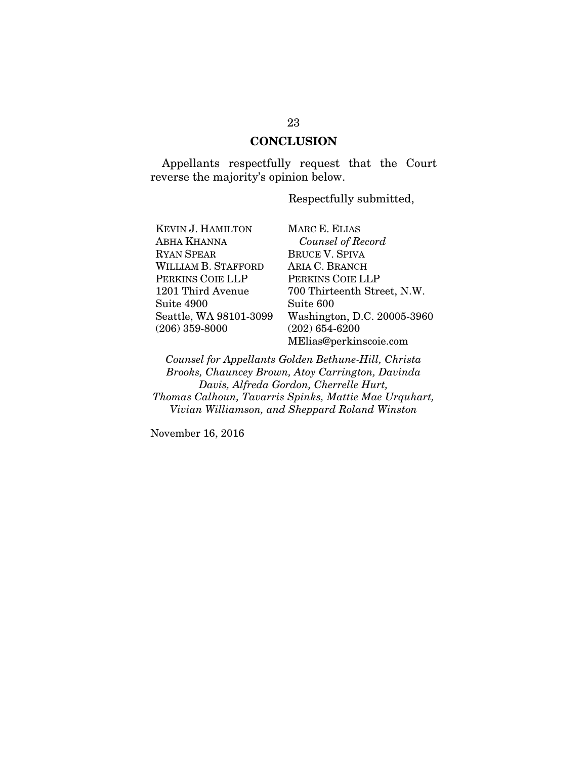## CONCLUSION

Appellants respectfully request that the Court reverse the majority's opinion below.

Respectfully submitted,

KEVIN J. HAMILTON
ABHA KHANNA
RYAN SPEAR
WILLIAM B. STAFFORD
PERKINS COIE LLP
1201 Third Avenue
Suite 4900
Seattle, WA 98101-3099
(206) 359-8000

MARC E. ELIAS
*Counsel of Record*
BRUCE V. SPIVA
ARIA C. BRANCH
PERKINS COIE LLP
700 Thirteenth Street, N.W.
Suite 600
Washington, D.C. 20005-3960
(202) 654-6200
MElias@perkinscoie.com

*Counsel for Appellants Golden Bethune-Hill, Christa Brooks, Chauncey Brown, Atoy Carrington, Davinda Davis, Alfreda Gordon, Cherrelle Hurt, Thomas Calhoun, Tavarris Spinks, Mattie Mae Urquhart, Vivian Williamson, and Sheppard Roland Winston*

November 16, 2016